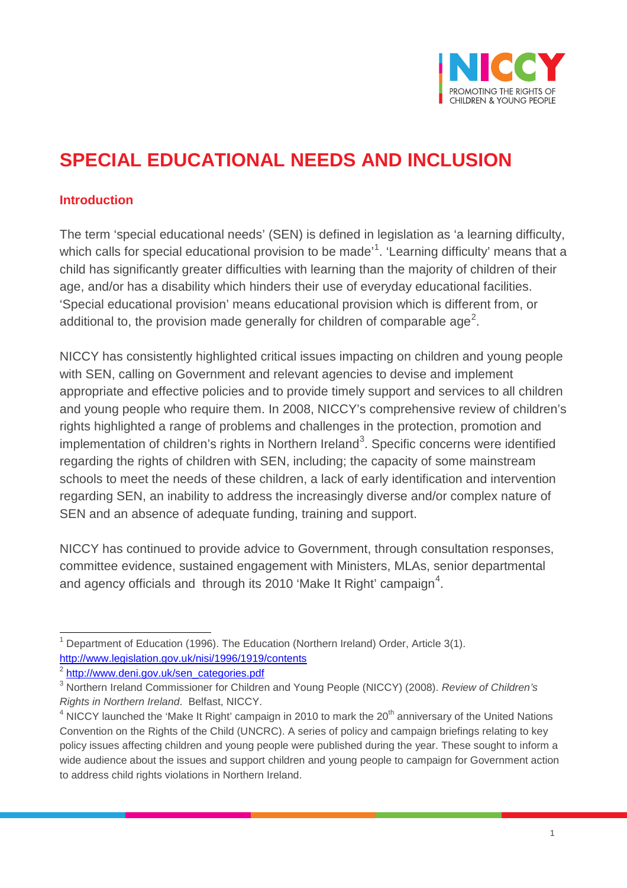# SPECIAL EDUCATIONAL NEEDS AND INCLUSION

## Introduction

The term 'special educational needs' (SEN) is defined in legislation as 'a learning difficulty, which calls for special educational provision to be made'[1]. 'Learning difficulty' means that a child has significantly greater difficulties with learning than the majority of children of their age, and/or has a disability which hinders their use of everyday educational facilities. 'Special educational provision' means educational provision which is different from, or additional to, the provision made generally for children of comparable age[2].

NICCY has consistently highlighted critical issues impacting on children and young people with SEN, calling on Government and relevant agencies to devise and implement appropriate and effective policies and to provide timely support and services to all children and young people who require them. In 2008, NICCY's comprehensive review of children's rights highlighted a range of problems and challenges in the protection, promotion and implementation of children's rights in Northern Ireland[3]. Specific concerns were identified regarding the rights of children with SEN, including; the capacity of some mainstream schools to meet the needs of these children, a lack of early identification and intervention regarding SEN, an inability to address the increasingly diverse and/or complex nature of SEN and an absence of adequate funding, training and support.

NICCY has continued to provide advice to Government, through consultation responses, committee evidence, sustained engagement with Ministers, MLAs, senior departmental and agency officials and through its 2010 'Make It Right' campaign[4].

---

[1] Department of Education (1996). The Education (Northern Ireland) Order, Article 3(1). http://www.legislation.gov.uk/nisi/1996/1919/contents

[2] http://www.deni.gov.uk/sen_categories.pdf

[3] Northern Ireland Commissioner for Children and Young People (NICCY) (2008). *Review of Children's Rights in Northern Ireland*. Belfast, NICCY.

[4] NICCY launched the 'Make It Right' campaign in 2010 to mark the 20th anniversary of the United Nations Convention on the Rights of the Child (UNCRC). A series of policy and campaign briefings relating to key policy issues affecting children and young people were published during the year. These sought to inform a wide audience about the issues and support children and young people to campaign for Government action to address child rights violations in Northern Ireland.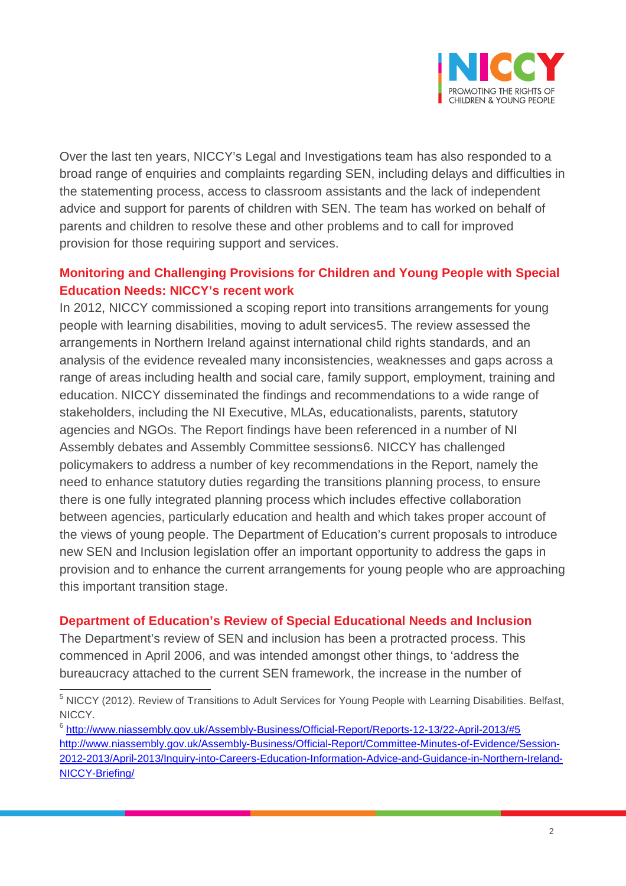Over the last ten years, NICCY's Legal and Investigations team has also responded to a broad range of enquiries and complaints regarding SEN, including delays and difficulties in the statementing process, access to classroom assistants and the lack of independent advice and support for parents of children with SEN. The team has worked on behalf of parents and children to resolve these and other problems and to call for improved provision for those requiring support and services.

## Monitoring and Challenging Provisions for Children and Young People with Special Education Needs: NICCY's recent work

In 2012, NICCY commissioned a scoping report into transitions arrangements for young people with learning disabilities, moving to adult services[5]. The review assessed the arrangements in Northern Ireland against international child rights standards, and an analysis of the evidence revealed many inconsistencies, weaknesses and gaps across a range of areas including health and social care, family support, employment, training and education. NICCY disseminated the findings and recommendations to a wide range of stakeholders, including the NI Executive, MLAs, educationalists, parents, statutory agencies and NGOs. The Report findings have been referenced in a number of NI Assembly debates and Assembly Committee sessions[6]. NICCY has challenged policymakers to address a number of key recommendations in the Report, namely the need to enhance statutory duties regarding the transitions planning process, to ensure there is one fully integrated planning process which includes effective collaboration between agencies, particularly education and health and which takes proper account of the views of young people. The Department of Education's current proposals to introduce new SEN and Inclusion legislation offer an important opportunity to address the gaps in provision and to enhance the current arrangements for young people who are approaching this important transition stage.

## Department of Education's Review of Special Educational Needs and Inclusion

The Department's review of SEN and inclusion has been a protracted process. This commenced in April 2006, and was intended amongst other things, to 'address the bureaucracy attached to the current SEN framework, the increase in the number of

---

[5] NICCY (2012). Review of Transitions to Adult Services for Young People with Learning Disabilities. Belfast, NICCY.

[6] http://www.niassembly.gov.uk/Assembly-Business/Official-Report/Reports-12-13/22-April-2013/#5
http://www.niassembly.gov.uk/Assembly-Business/Official-Report/Committee-Minutes-of-Evidence/Session-2012-2013/April-2013/Inquiry-into-Careers-Education-Information-Advice-and-Guidance-in-Northern-Ireland-NICCY-Briefing/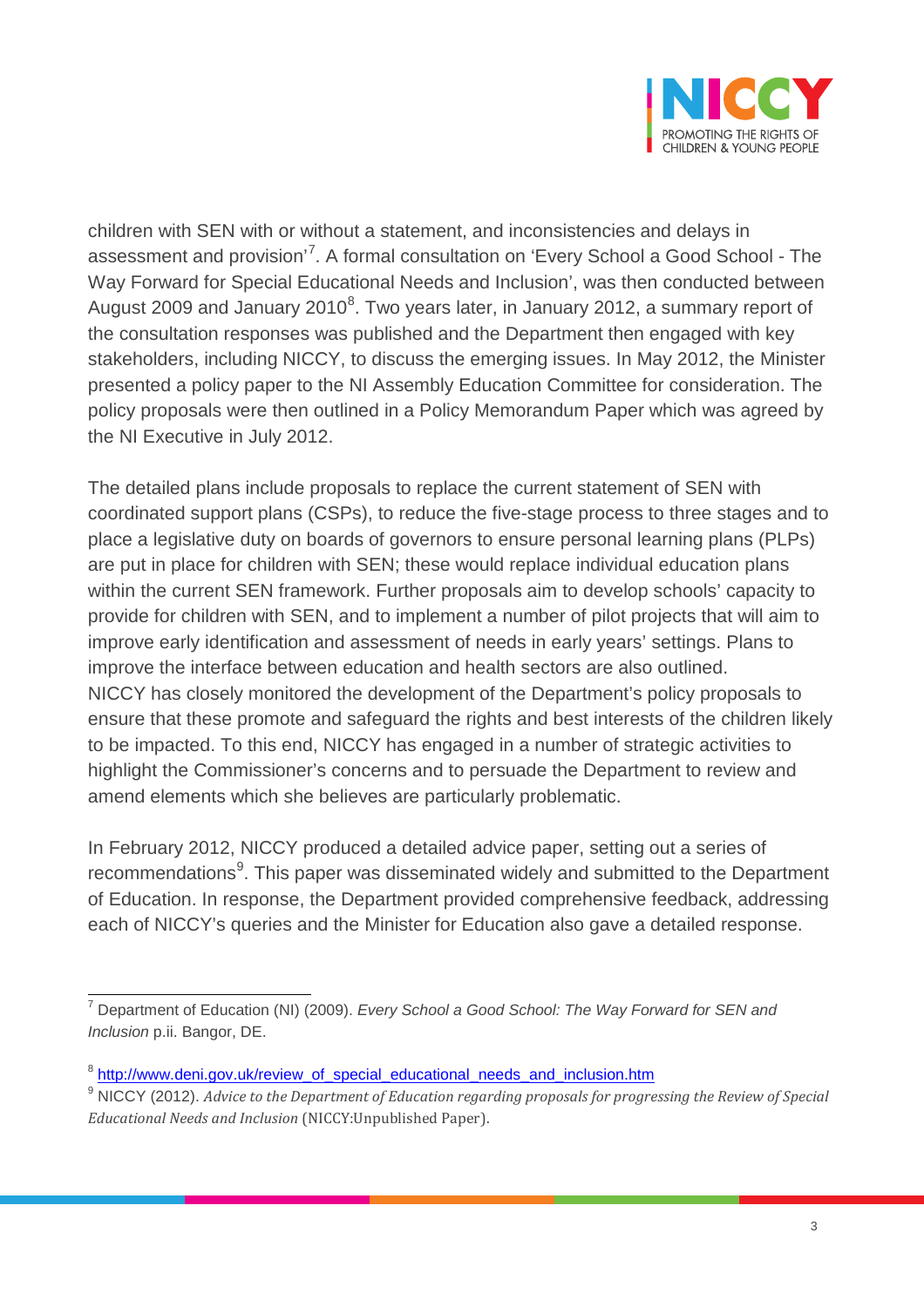children with SEN with or without a statement, and inconsistencies and delays in assessment and provision'[7]. A formal consultation on 'Every School a Good School - The Way Forward for Special Educational Needs and Inclusion', was then conducted between August 2009 and January 2010[8]. Two years later, in January 2012, a summary report of the consultation responses was published and the Department then engaged with key stakeholders, including NICCY, to discuss the emerging issues. In May 2012, the Minister presented a policy paper to the NI Assembly Education Committee for consideration. The policy proposals were then outlined in a Policy Memorandum Paper which was agreed by the NI Executive in July 2012.

The detailed plans include proposals to replace the current statement of SEN with coordinated support plans (CSPs), to reduce the five-stage process to three stages and to place a legislative duty on boards of governors to ensure personal learning plans (PLPs) are put in place for children with SEN; these would replace individual education plans within the current SEN framework. Further proposals aim to develop schools' capacity to provide for children with SEN, and to implement a number of pilot projects that will aim to improve early identification and assessment of needs in early years' settings. Plans to improve the interface between education and health sectors are also outlined.
NICCY has closely monitored the development of the Department's policy proposals to ensure that these promote and safeguard the rights and best interests of the children likely to be impacted. To this end, NICCY has engaged in a number of strategic activities to highlight the Commissioner's concerns and to persuade the Department to review and amend elements which she believes are particularly problematic.

In February 2012, NICCY produced a detailed advice paper, setting out a series of recommendations[9]. This paper was disseminated widely and submitted to the Department of Education. In response, the Department provided comprehensive feedback, addressing each of NICCY's queries and the Minister for Education also gave a detailed response.

---

[7] Department of Education (NI) (2009). *Every School a Good School: The Way Forward for SEN and Inclusion* p.ii. Bangor, DE.

[8] http://www.deni.gov.uk/review_of_special_educational_needs_and_inclusion.htm

[9] NICCY (2012). *Advice to the Department of Education regarding proposals for progressing the Review of Special Educational Needs and Inclusion* (NICCY:Unpublished Paper).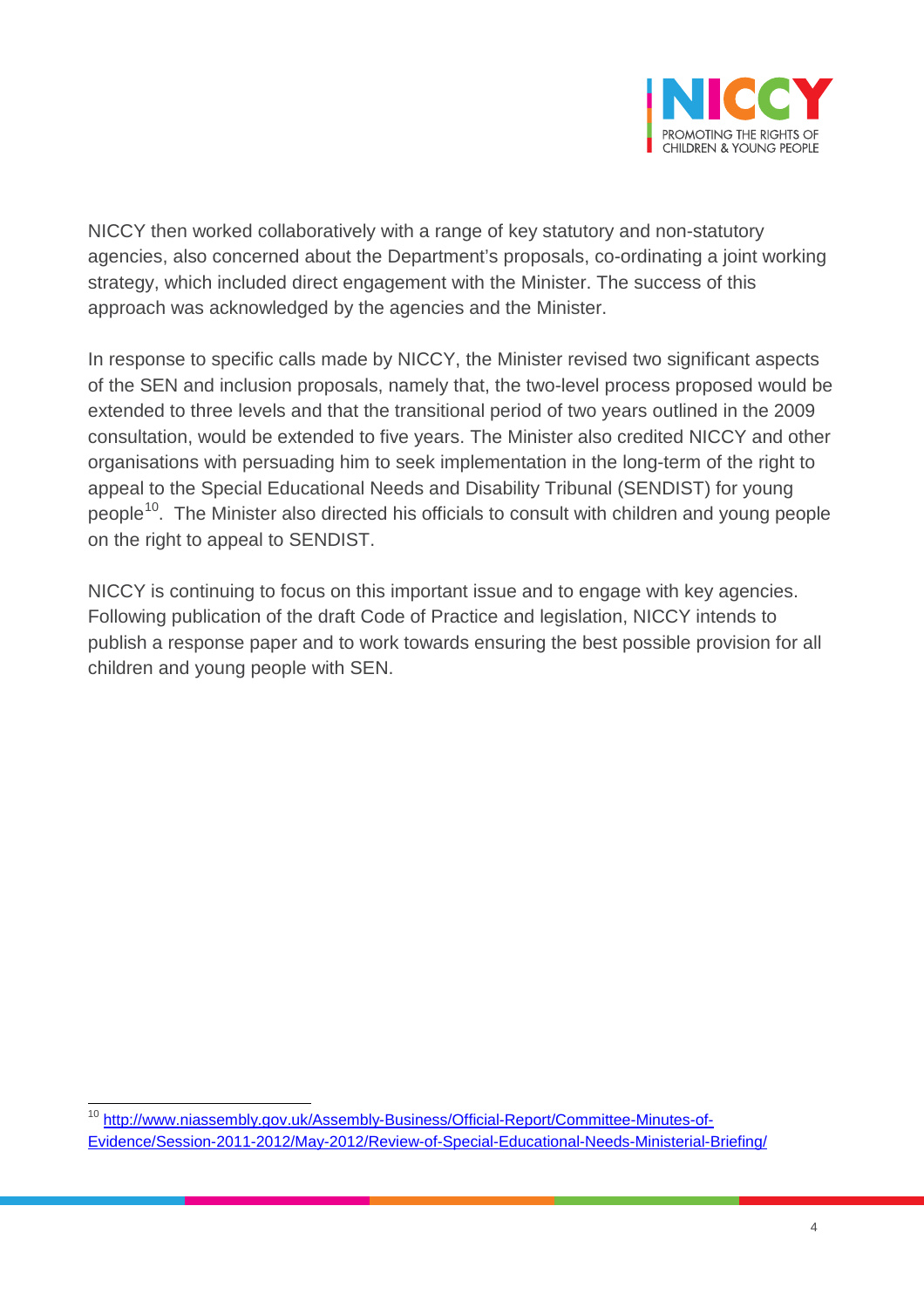NICCY then worked collaboratively with a range of key statutory and non-statutory agencies, also concerned about the Department's proposals, co-ordinating a joint working strategy, which included direct engagement with the Minister. The success of this approach was acknowledged by the agencies and the Minister.

In response to specific calls made by NICCY, the Minister revised two significant aspects of the SEN and inclusion proposals, namely that, the two-level process proposed would be extended to three levels and that the transitional period of two years outlined in the 2009 consultation, would be extended to five years. The Minister also credited NICCY and other organisations with persuading him to seek implementation in the long-term of the right to appeal to the Special Educational Needs and Disability Tribunal (SENDIST) for young people[10]. The Minister also directed his officials to consult with children and young people on the right to appeal to SENDIST.

NICCY is continuing to focus on this important issue and to engage with key agencies. Following publication of the draft Code of Practice and legislation, NICCY intends to publish a response paper and to work towards ensuring the best possible provision for all children and young people with SEN.

---

[10] http://www.niassembly.gov.uk/Assembly-Business/Official-Report/Committee-Minutes-of-Evidence/Session-2011-2012/May-2012/Review-of-Special-Educational-Needs-Ministerial-Briefing/